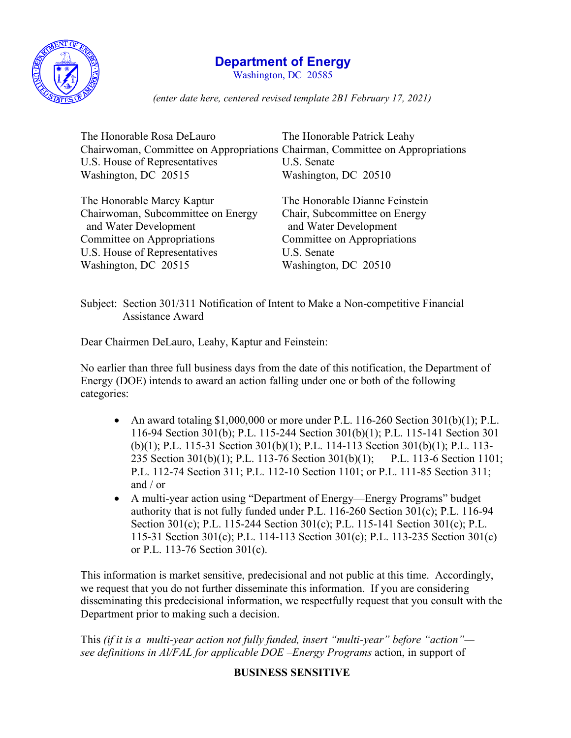# Department of Energy

Washington, DC 20585

*(enter date here, centered revised template 2B1 February 17, 2021)*

The Honorable Rosa DeLauro
Chairwoman, Committee on Appropriations
U.S. House of Representatives
Washington, DC 20515

The Honorable Patrick Leahy
Chairman, Committee on Appropriations
U.S. Senate
Washington, DC 20510

The Honorable Marcy Kaptur
Chairwoman, Subcommittee on Energy and Water Development
Committee on Appropriations
U.S. House of Representatives
Washington, DC 20515

The Honorable Dianne Feinstein
Chair, Subcommittee on Energy and Water Development
Committee on Appropriations
U.S. Senate
Washington, DC 20510

Subject: Section 301/311 Notification of Intent to Make a Non-competitive Financial Assistance Award

Dear Chairmen DeLauro, Leahy, Kaptur and Feinstein:

No earlier than three full business days from the date of this notification, the Department of Energy (DOE) intends to award an action falling under one or both of the following categories:

- An award totaling $1,000,000 or more under P.L. 116-260 Section 301(b)(1); P.L. 116-94 Section 301(b); P.L. 115-244 Section 301(b)(1); P.L. 115-141 Section 301 (b)(1); P.L. 115-31 Section 301(b)(1); P.L. 114-113 Section 301(b)(1); P.L. 113-235 Section 301(b)(1); P.L. 113-76 Section 301(b)(1); P.L. 113-6 Section 1101; P.L. 112-74 Section 311; P.L. 112-10 Section 1101; or P.L. 111-85 Section 311; and / or
- A multi-year action using "Department of Energy—Energy Programs" budget authority that is not fully funded under P.L. 116-260 Section 301(c); P.L. 116-94 Section 301(c); P.L. 115-244 Section 301(c); P.L. 115-141 Section 301(c); P.L. 115-31 Section 301(c); P.L. 114-113 Section 301(c); P.L. 113-235 Section 301(c) or P.L. 113-76 Section 301(c).

This information is market sensitive, predecisional and not public at this time. Accordingly, we request that you do not further disseminate this information. If you are considering disseminating this predecisional information, we respectfully request that you consult with the Department prior to making such a decision.

This *(if it is a multi-year action not fully funded, insert "multi-year" before "action"— see definitions in AI/FAL for applicable DOE –Energy Programs* action, in support of

**BUSINESS SENSITIVE**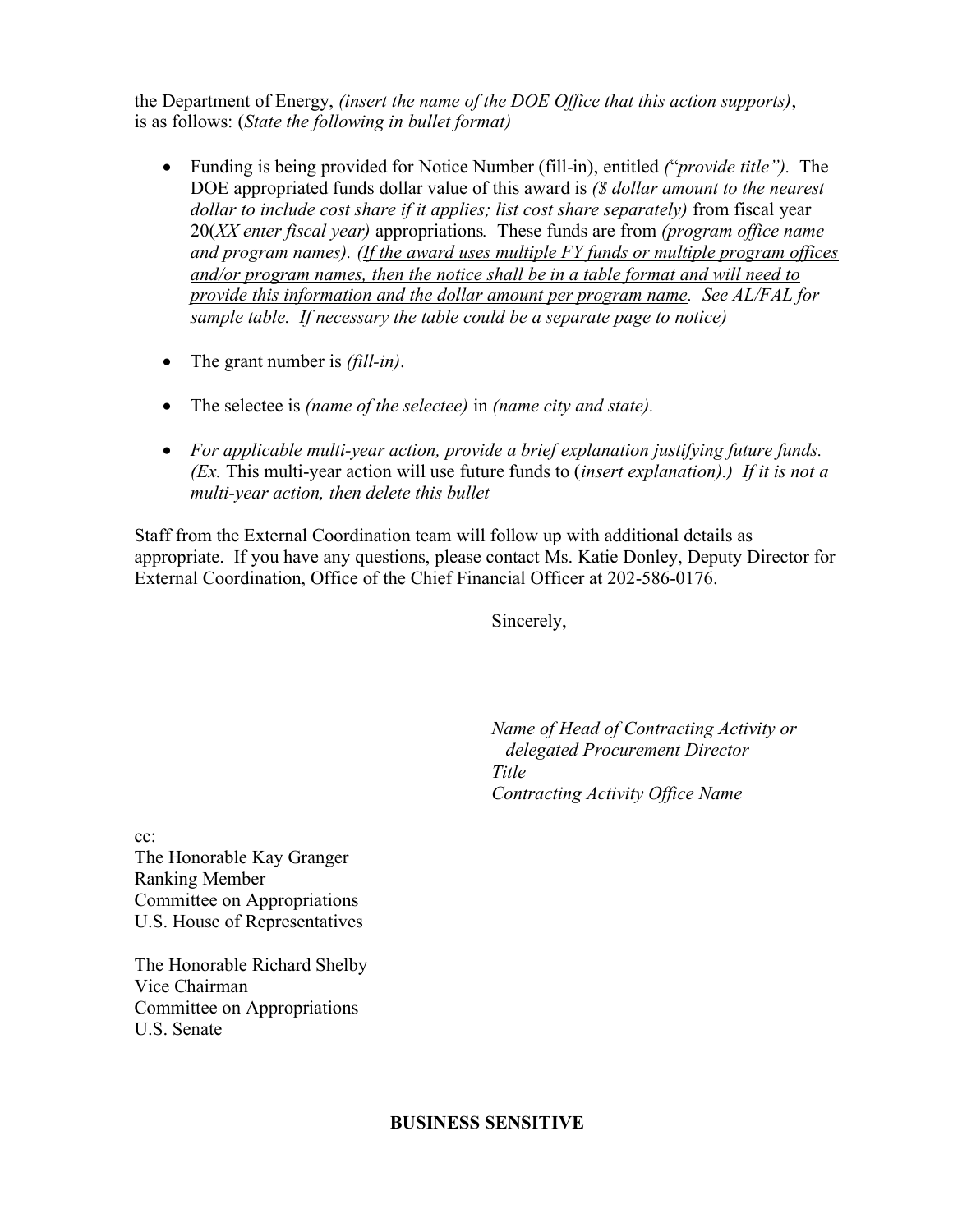the Department of Energy, *(insert the name of the DOE Office that this action supports)*, is as follows: (*State the following in bullet format)*

- Funding is being provided for Notice Number (fill-in), entitled *(*"*provide title")*. The DOE appropriated funds dollar value of this award is *($ dollar amount to the nearest dollar to include cost share if it applies; list cost share separately)* from fiscal year 20(*XX enter fiscal year)* appropriations*.* These funds are from *(program office name and program names). (<u>If the award uses multiple FY funds or multiple program offices and/or program names, then the notice shall be in a table format and will need to provide this information and the dollar amount per program name</u>. See AL/FAL for sample table. If necessary the table could be a separate page to notice)*

- The grant number is *(fill-in)*.

- The selectee is *(name of the selectee)* in *(name city and state).*

- *For applicable multi-year action, provide a brief explanation justifying future funds. (Ex.* This multi-year action will use future funds to (*insert explanation).) If it is not a multi-year action, then delete this bullet*

Staff from the External Coordination team will follow up with additional details as appropriate. If you have any questions, please contact Ms. Katie Donley, Deputy Director for External Coordination, Office of the Chief Financial Officer at 202-586-0176.

Sincerely,

*Name of Head of Contracting Activity or delegated Procurement Director*
*Title*
*Contracting Activity Office Name*

cc:
The Honorable Kay Granger
Ranking Member
Committee on Appropriations
U.S. House of Representatives

The Honorable Richard Shelby
Vice Chairman
Committee on Appropriations
U.S. Senate

**BUSINESS SENSITIVE**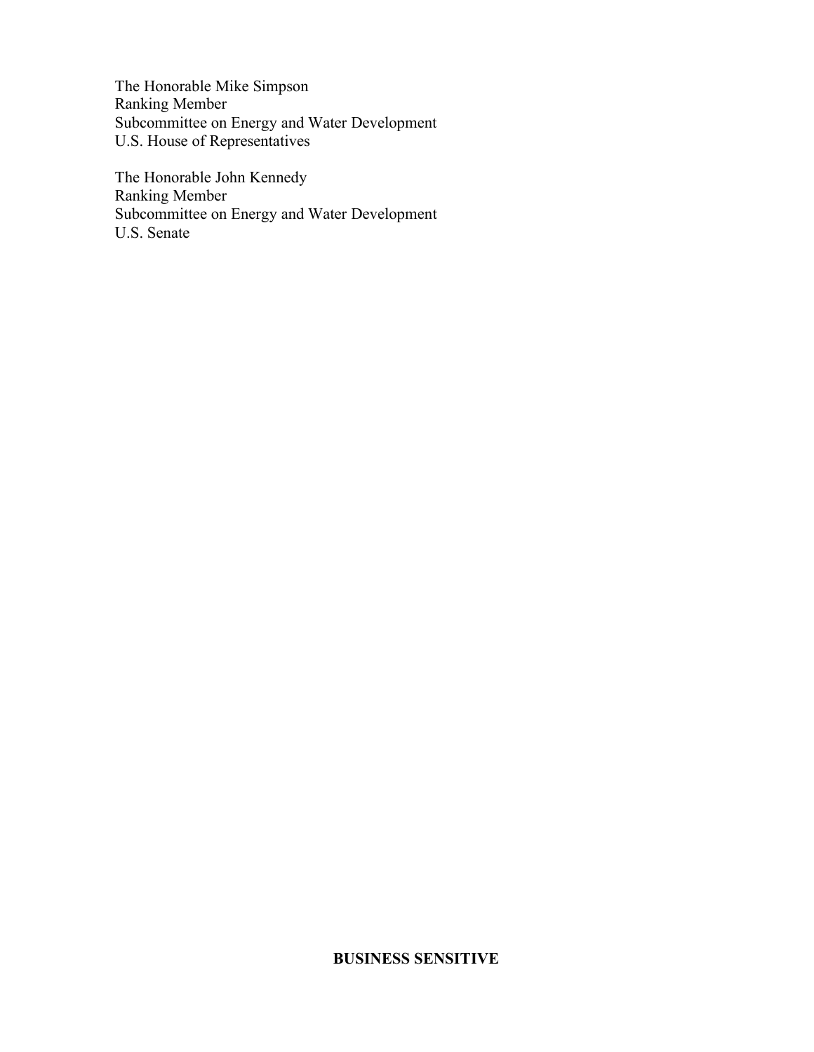The Honorable Mike Simpson
Ranking Member
Subcommittee on Energy and Water Development
U.S. House of Representatives

The Honorable John Kennedy
Ranking Member
Subcommittee on Energy and Water Development
U.S. Senate

**BUSINESS SENSITIVE**